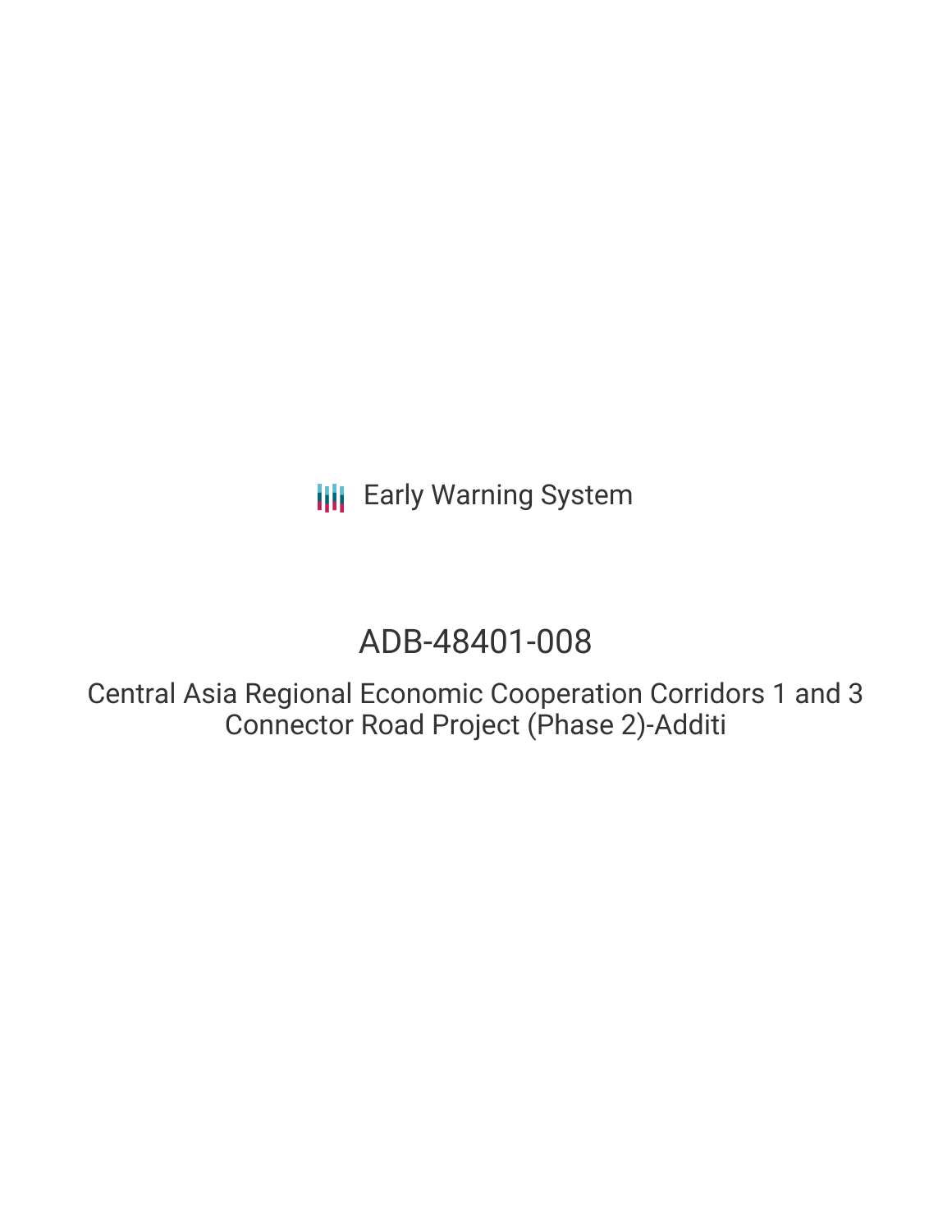Early Warning System

# ADB-48401-008

Central Asia Regional Economic Cooperation Corridors 1 and 3 Connector Road Project (Phase 2)-Additi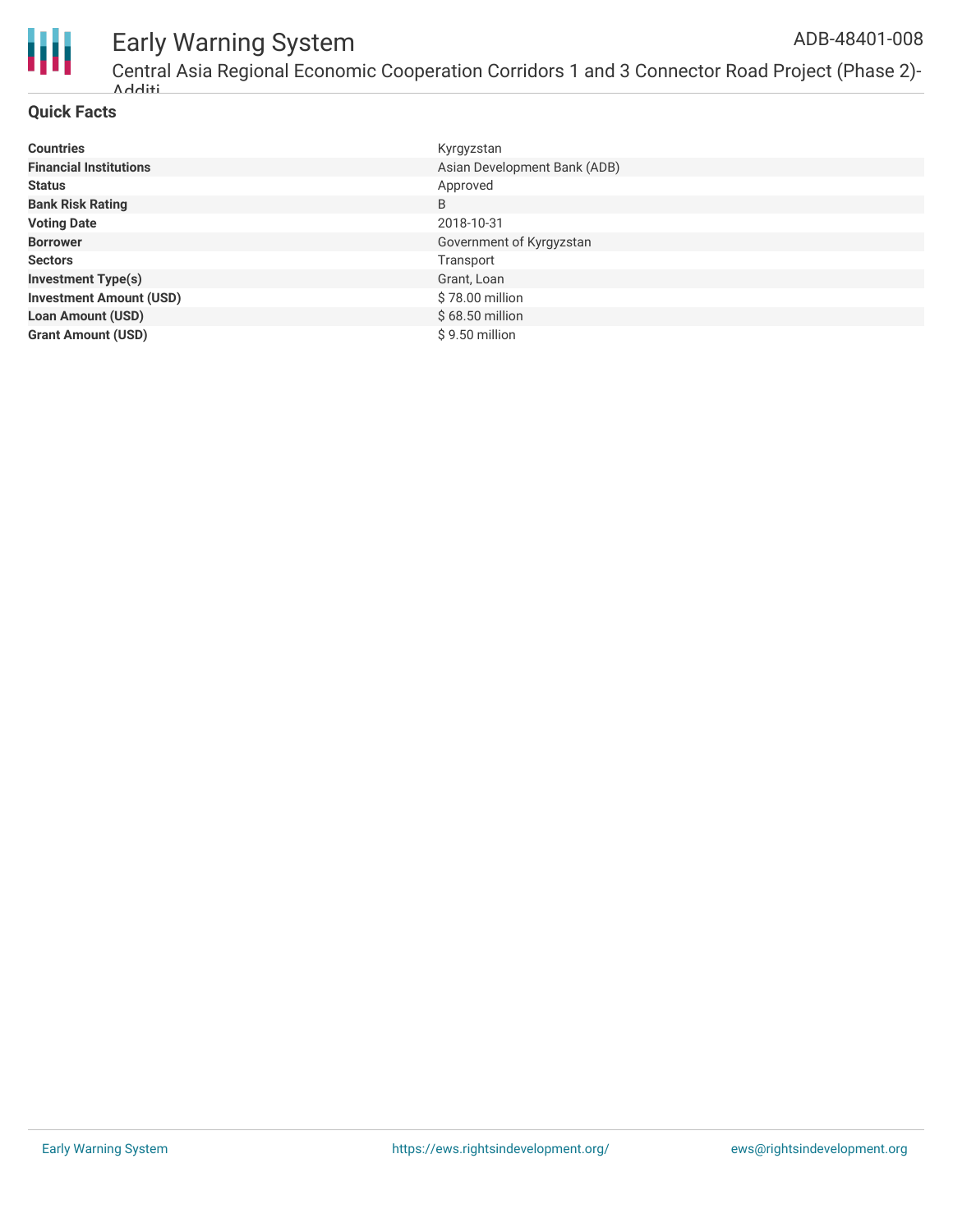## Quick Facts

| | |
|---|---|
| **Countries** | Kyrgyzstan |
| **Financial Institutions** | Asian Development Bank (ADB) |
| **Status** | Approved |
| **Bank Risk Rating** | B |
| **Voting Date** | 2018-10-31 |
| **Borrower** | Government of Kyrgyzstan |
| **Sectors** | Transport |
| **Investment Type(s)** | Grant, Loan |
| **Investment Amount (USD)** | $ 78.00 million |
| **Loan Amount (USD)** | $ 68.50 million |
| **Grant Amount (USD)** | $ 9.50 million |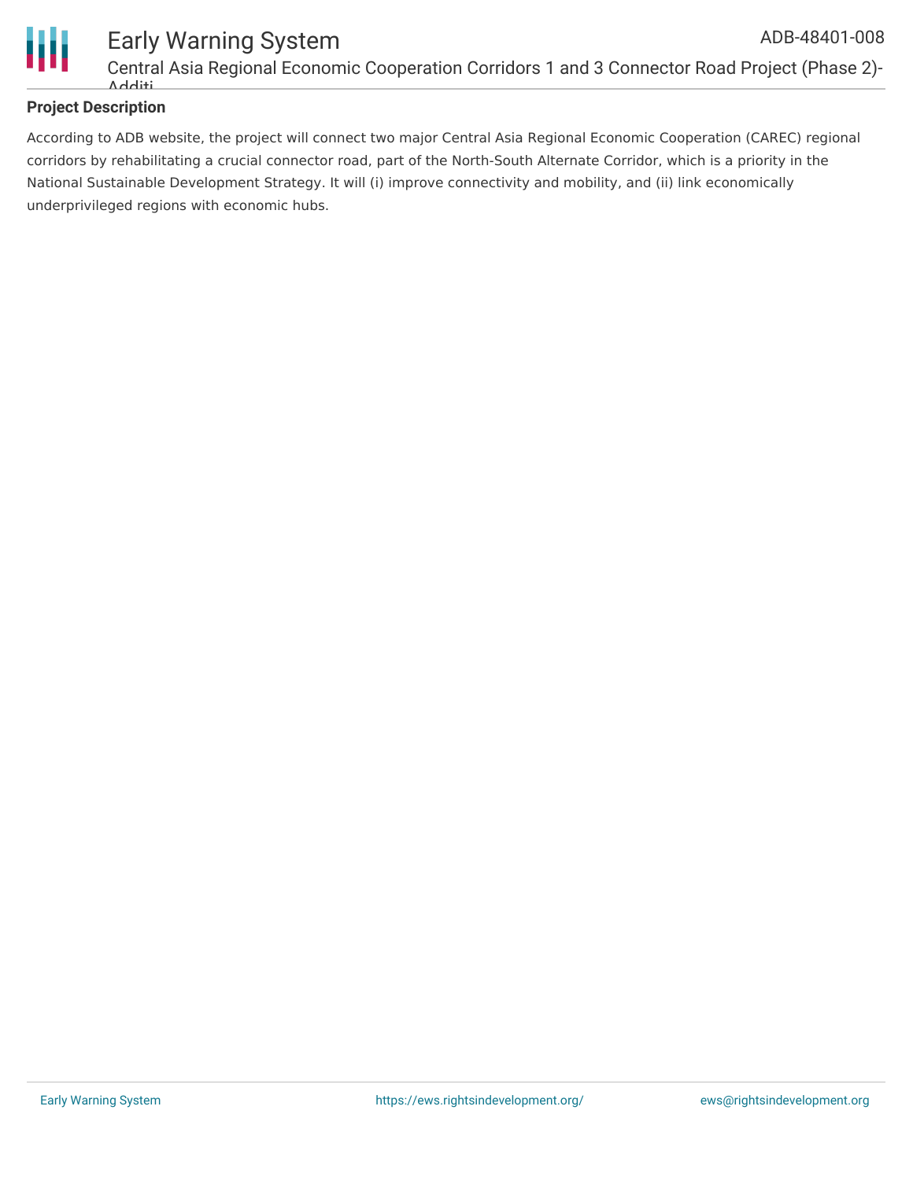**Project Description**

According to ADB website, the project will connect two major Central Asia Regional Economic Cooperation (CAREC) regional corridors by rehabilitating a crucial connector road, part of the North-South Alternate Corridor, which is a priority in the National Sustainable Development Strategy. It will (i) improve connectivity and mobility, and (ii) link economically underprivileged regions with economic hubs.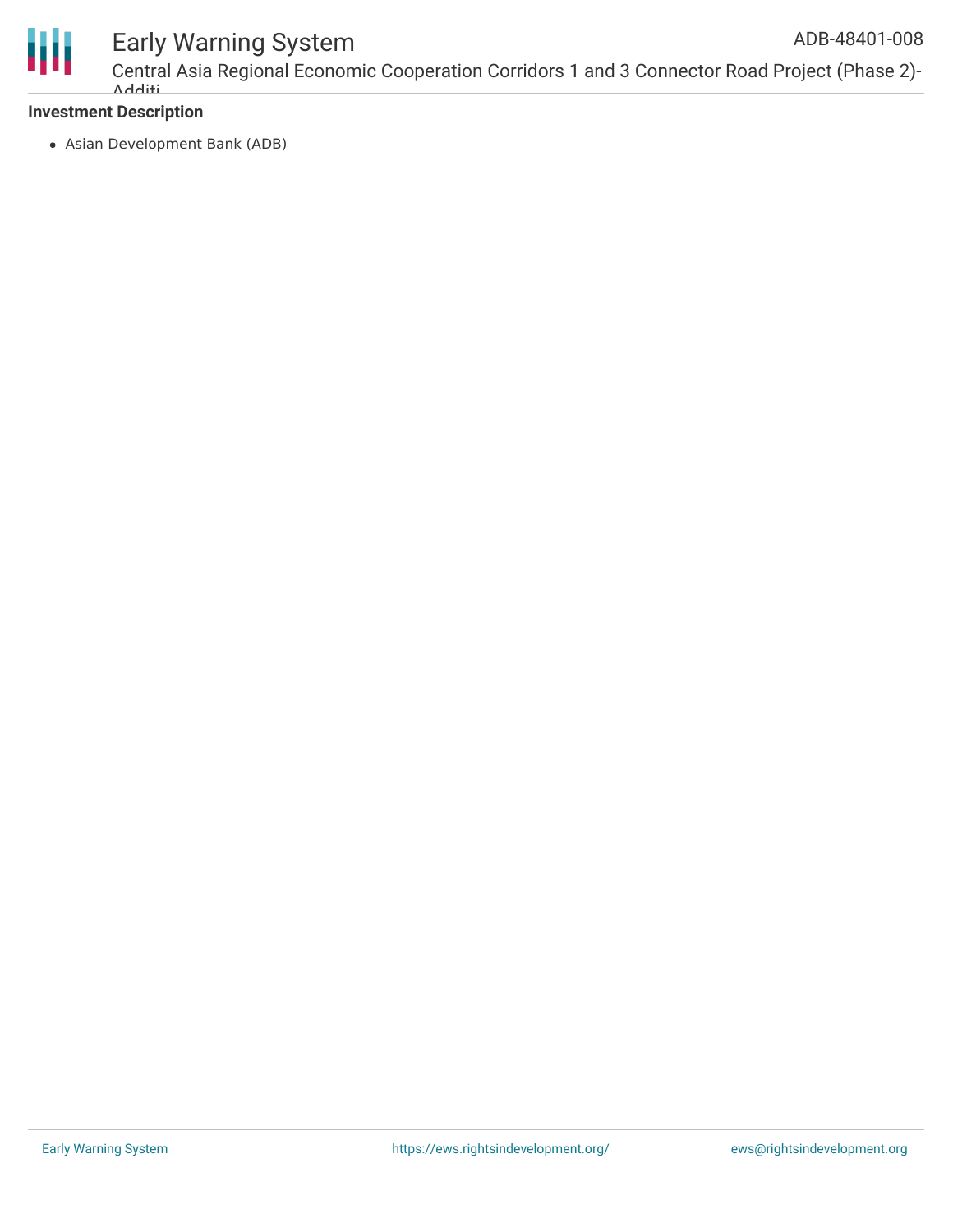**Investment Description**

- Asian Development Bank (ADB)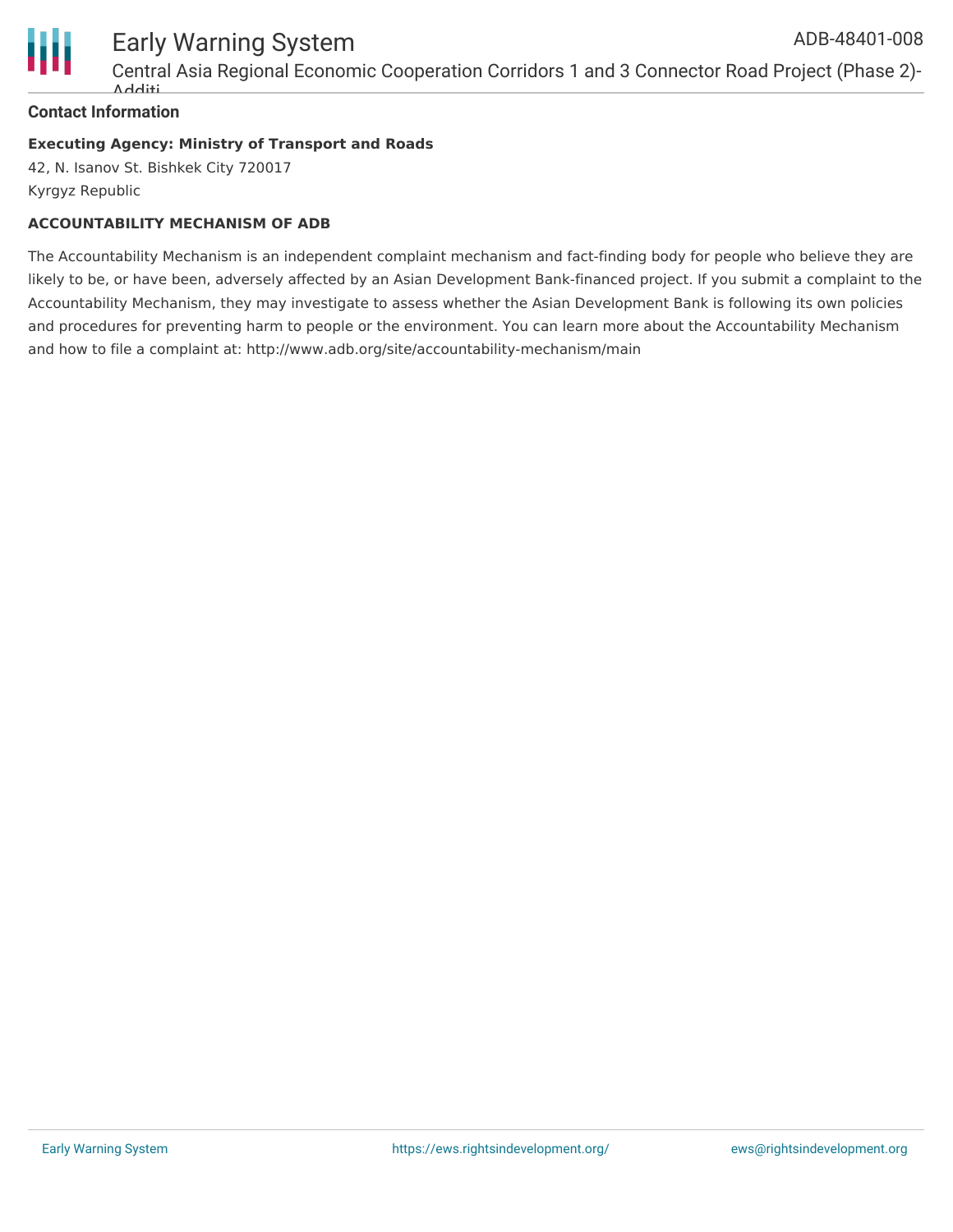## Contact Information

**Executing Agency: Ministry of Transport and Roads**

42, N. Isanov St. Bishkek City 720017

Kyrgyz Republic

**ACCOUNTABILITY MECHANISM OF ADB**

The Accountability Mechanism is an independent complaint mechanism and fact-finding body for people who believe they are likely to be, or have been, adversely affected by an Asian Development Bank-financed project. If you submit a complaint to the Accountability Mechanism, they may investigate to assess whether the Asian Development Bank is following its own policies and procedures for preventing harm to people or the environment. You can learn more about the Accountability Mechanism and how to file a complaint at: http://www.adb.org/site/accountability-mechanism/main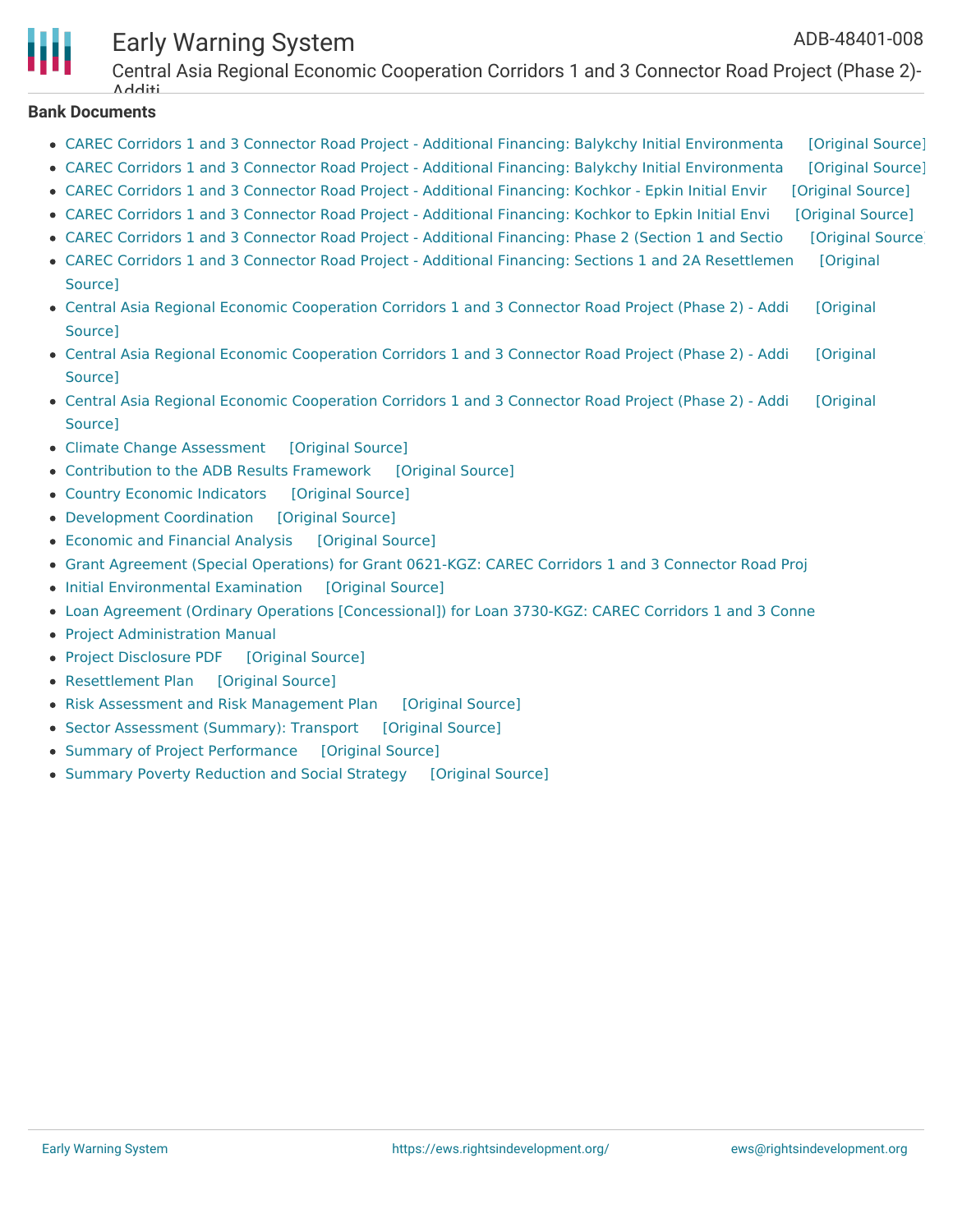## Bank Documents

- CAREC Corridors 1 and 3 Connector Road Project - Additional Financing: Balykchy Initial Environmenta [Original Source]
- CAREC Corridors 1 and 3 Connector Road Project - Additional Financing: Balykchy Initial Environmenta [Original Source]
- CAREC Corridors 1 and 3 Connector Road Project - Additional Financing: Kochkor - Epkin Initial Envir [Original Source]
- CAREC Corridors 1 and 3 Connector Road Project - Additional Financing: Kochkor to Epkin Initial Envi [Original Source]
- CAREC Corridors 1 and 3 Connector Road Project - Additional Financing: Phase 2 (Section 1 and Sectio [Original Source]
- CAREC Corridors 1 and 3 Connector Road Project - Additional Financing: Sections 1 and 2A Resettlemen [Original Source]
- Central Asia Regional Economic Cooperation Corridors 1 and 3 Connector Road Project (Phase 2) - Addi [Original Source]
- Central Asia Regional Economic Cooperation Corridors 1 and 3 Connector Road Project (Phase 2) - Addi [Original Source]
- Central Asia Regional Economic Cooperation Corridors 1 and 3 Connector Road Project (Phase 2) - Addi [Original Source]
- Climate Change Assessment [Original Source]
- Contribution to the ADB Results Framework [Original Source]
- Country Economic Indicators [Original Source]
- Development Coordination [Original Source]
- Economic and Financial Analysis [Original Source]
- Grant Agreement (Special Operations) for Grant 0621-KGZ: CAREC Corridors 1 and 3 Connector Road Proj
- Initial Environmental Examination [Original Source]
- Loan Agreement (Ordinary Operations [Concessional]) for Loan 3730-KGZ: CAREC Corridors 1 and 3 Conne
- Project Administration Manual
- Project Disclosure PDF [Original Source]
- Resettlement Plan [Original Source]
- Risk Assessment and Risk Management Plan [Original Source]
- Sector Assessment (Summary): Transport [Original Source]
- Summary of Project Performance [Original Source]
- Summary Poverty Reduction and Social Strategy [Original Source]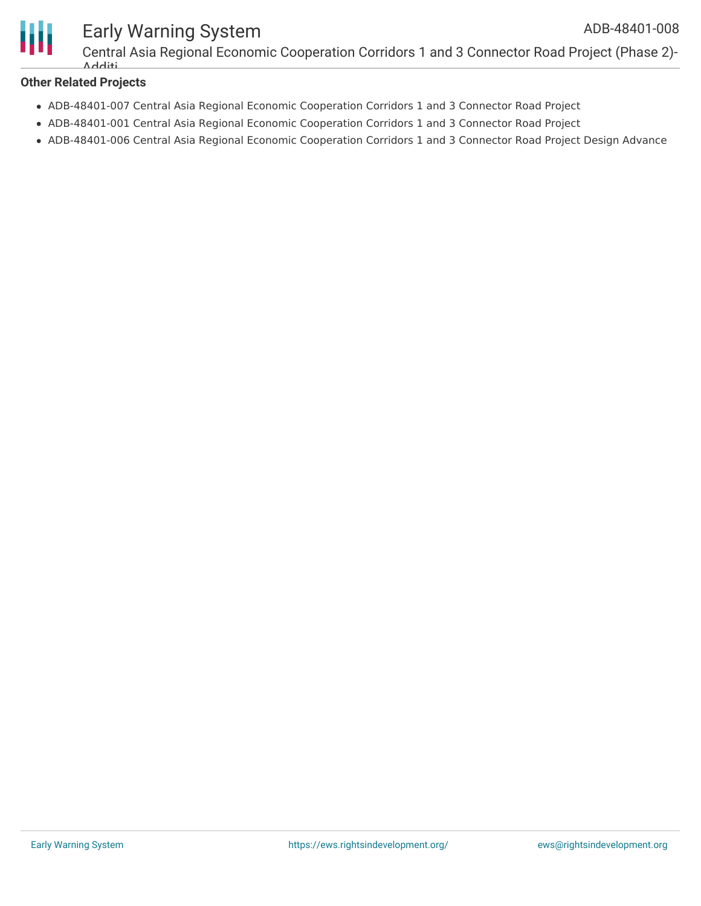**Other Related Projects**

- ADB-48401-007 Central Asia Regional Economic Cooperation Corridors 1 and 3 Connector Road Project
- ADB-48401-001 Central Asia Regional Economic Cooperation Corridors 1 and 3 Connector Road Project
- ADB-48401-006 Central Asia Regional Economic Cooperation Corridors 1 and 3 Connector Road Project Design Advance